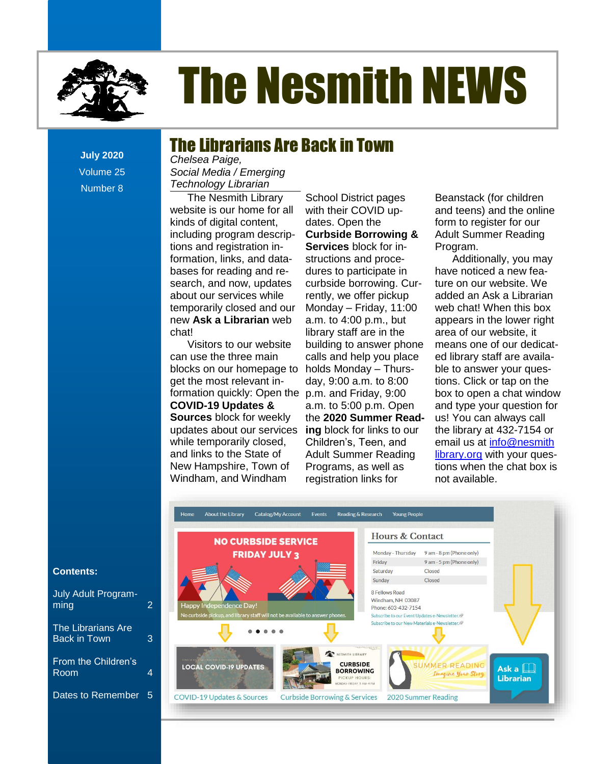# The Nesmith NEWS

**July 2020**
Volume 25
Number 8

## The Librarians Are Back in Town

*Chelsea Paige,*
*Social Media / Emerging Technology Librarian*

The Nesmith Library website is our home for all kinds of digital content, including program descriptions and registration information, links, and databases for reading and research, and now, updates about our services while temporarily closed and our new **Ask a Librarian** web chat!

Visitors to our website can use the three main blocks on our homepage to get the most relevant information quickly: Open the **COVID-19 Updates & Sources** block for weekly updates about our services while temporarily closed, and links to the State of New Hampshire, Town of Windham, and Windham School District pages with their COVID updates. Open the **Curbside Borrowing & Services** block for instructions and procedures to participate in curbside borrowing. Currently, we offer pickup Monday – Friday, 11:00 a.m. to 4:00 p.m., but library staff are in the building to answer phone calls and help you place holds Monday – Thursday, 9:00 a.m. to 8:00 p.m. and Friday, 9:00 a.m. to 5:00 p.m. Open the **2020 Summer Reading** block for links to our Children's, Teen, and Adult Summer Reading Programs, as well as registration links for Beanstack (for children and teens) and the online form to register for our Adult Summer Reading Program.

Additionally, you may have noticed a new feature on our website. We added an Ask a Librarian web chat! When this box appears in the lower right area of our website, it means one of our dedicated library staff are available to answer your questions. Click or tap on the box to open a chat window and type your question for us! You can always call the library at 432-7154 or email us at [info@nesmithlibrary.org](mailto:info@nesmithlibrary.org) with your questions when the chat box is not available.

**Contents:**

| | |
|---|---|
| July Adult Programming | 2 |
| The Librarians Are Back in Town | 3 |
| From the Children's Room | 4 |
| Dates to Remember | 5 |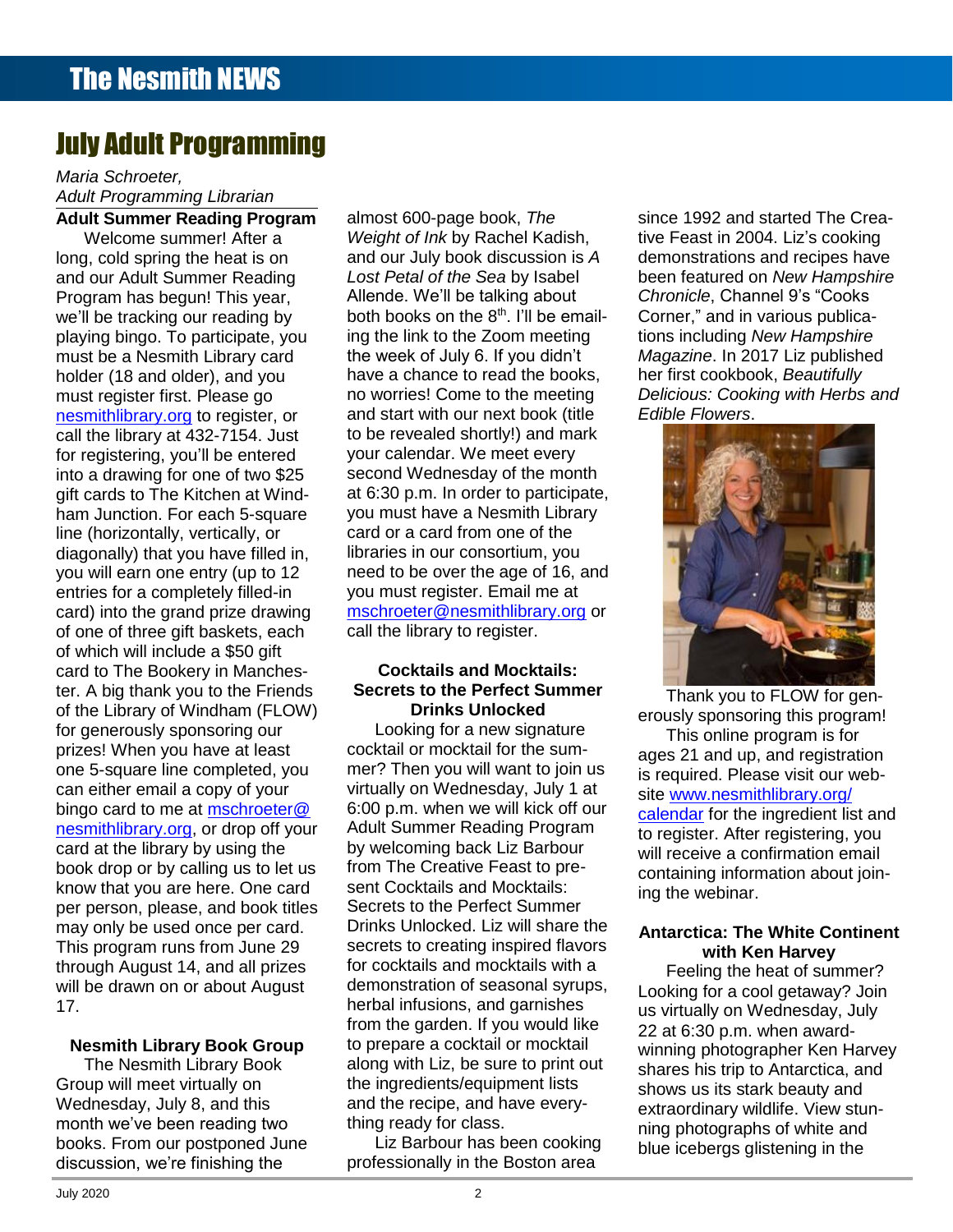# July Adult Programming

*Maria Schroeter,*
*Adult Programming Librarian*

**Adult Summer Reading Program**

Welcome summer! After a long, cold spring the heat is on and our Adult Summer Reading Program has begun! This year, we'll be tracking our reading by playing bingo. To participate, you must be a Nesmith Library card holder (18 and older), and you must register first. Please go nesmithlibrary.org to register, or call the library at 432-7154. Just for registering, you'll be entered into a drawing for one of two $25 gift cards to The Kitchen at Windham Junction. For each 5-square line (horizontally, vertically, or diagonally) that you have filled in, you will earn one entry (up to 12 entries for a completely filled-in card) into the grand prize drawing of one of three gift baskets, each of which will include a $50 gift card to The Bookery in Manchester. A big thank you to the Friends of the Library of Windham (FLOW) for generously sponsoring our prizes! When you have at least one 5-square line completed, you can either email a copy of your bingo card to me at mschroeter@nesmithlibrary.org, or drop off your card at the library by using the book drop or by calling us to let us know that you are here. One card per person, please, and book titles may only be used once per card. This program runs from June 29 through August 14, and all prizes will be drawn on or about August 17.

**Nesmith Library Book Group**

The Nesmith Library Book Group will meet virtually on Wednesday, July 8, and this month we've been reading two books. From our postponed June discussion, we're finishing the almost 600-page book, *The Weight of Ink* by Rachel Kadish, and our July book discussion is *A Lost Petal of the Sea* by Isabel Allende. We'll be talking about both books on the 8th. I'll be emailing the link to the Zoom meeting the week of July 6. If you didn't have a chance to read the books, no worries! Come to the meeting and start with our next book (title to be revealed shortly!) and mark your calendar. We meet every second Wednesday of the month at 6:30 p.m. In order to participate, you must have a Nesmith Library card or a card from one of the libraries in our consortium, you need to be over the age of 16, and you must register. Email me at mschroeter@nesmithlibrary.org or call the library to register.

**Cocktails and Mocktails: Secrets to the Perfect Summer Drinks Unlocked**

Looking for a new signature cocktail or mocktail for the summer? Then you will want to join us virtually on Wednesday, July 1 at 6:00 p.m. when we will kick off our Adult Summer Reading Program by welcoming back Liz Barbour from The Creative Feast to present Cocktails and Mocktails: Secrets to the Perfect Summer Drinks Unlocked. Liz will share the secrets to creating inspired flavors for cocktails and mocktails with a demonstration of seasonal syrups, herbal infusions, and garnishes from the garden. If you would like to prepare a cocktail or mocktail along with Liz, be sure to print out the ingredients/equipment lists and the recipe, and have everything ready for class.

Liz Barbour has been cooking professionally in the Boston area since 1992 and started The Creative Feast in 2004. Liz's cooking demonstrations and recipes have been featured on *New Hampshire Chronicle*, Channel 9's "Cooks Corner," and in various publications including *New Hampshire Magazine*. In 2017 Liz published her first cookbook, *Beautifully Delicious: Cooking with Herbs and Edible Flowers*.

Thank you to FLOW for generously sponsoring this program!

This online program is for ages 21 and up, and registration is required. Please visit our website www.nesmithlibrary.org/calendar for the ingredient list and to register. After registering, you will receive a confirmation email containing information about joining the webinar.

**Antarctica: The White Continent with Ken Harvey**

Feeling the heat of summer? Looking for a cool getaway? Join us virtually on Wednesday, July 22 at 6:30 p.m. when award-winning photographer Ken Harvey shares his trip to Antarctica, and shows us its stark beauty and extraordinary wildlife. View stunning photographs of white and blue icebergs glistening in the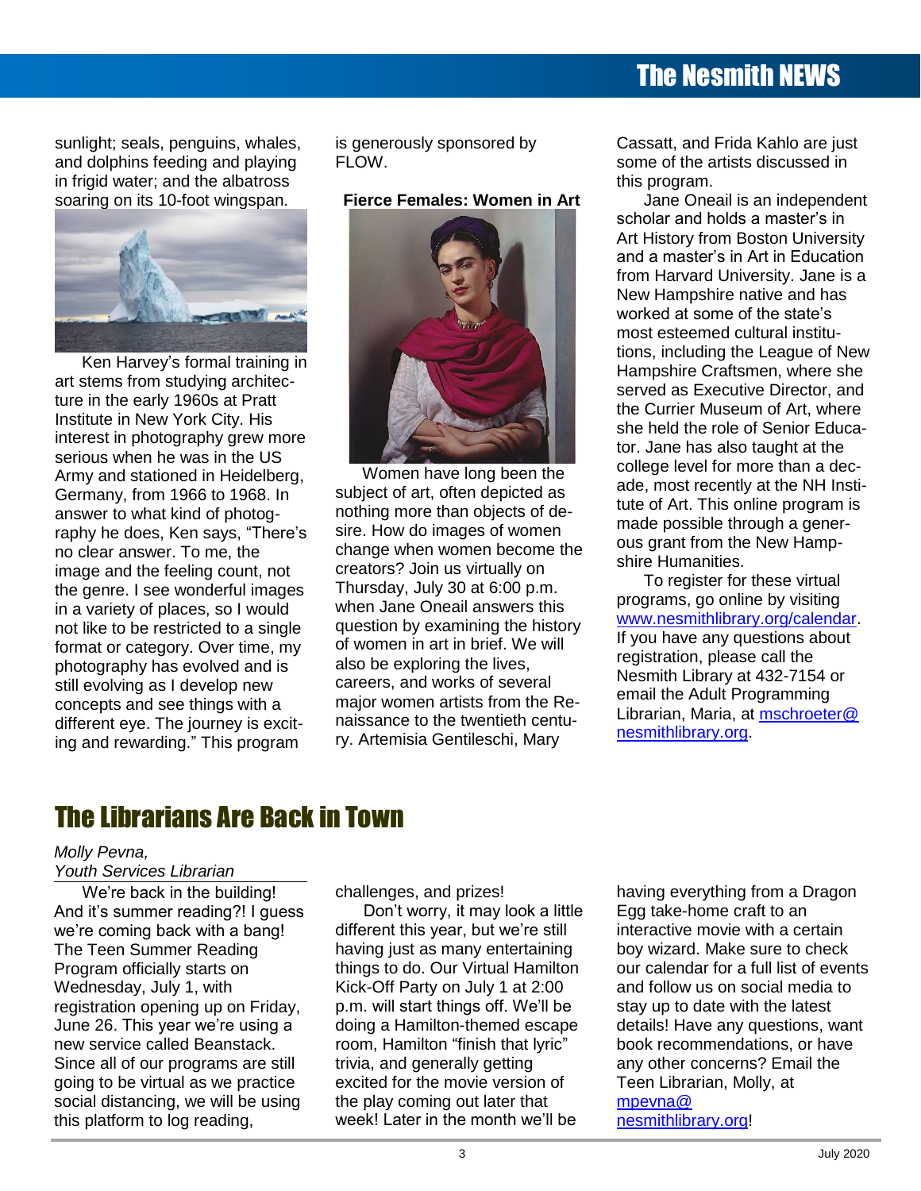sunlight; seals, penguins, whales, and dolphins feeding and playing in frigid water; and the albatross soaring on its 10-foot wingspan.

Ken Harvey's formal training in art stems from studying architecture in the early 1960s at Pratt Institute in New York City. His interest in photography grew more serious when he was in the US Army and stationed in Heidelberg, Germany, from 1966 to 1968. In answer to what kind of photography he does, Ken says, "There's no clear answer. To me, the image and the feeling count, not the genre. I see wonderful images in a variety of places, so I would not like to be restricted to a single format or category. Over time, my photography has evolved and is still evolving as I develop new concepts and see things with a different eye. The journey is exciting and rewarding." This program is generously sponsored by FLOW.

**Fierce Females: Women in Art**

Women have long been the subject of art, often depicted as nothing more than objects of desire. How do images of women change when women become the creators? Join us virtually on Thursday, July 30 at 6:00 p.m. when Jane Oneail answers this question by examining the history of women in art in brief. We will also be exploring the lives, careers, and works of several major women artists from the Renaissance to the twentieth century. Artemisia Gentileschi, Mary Cassatt, and Frida Kahlo are just some of the artists discussed in this program.

Jane Oneail is an independent scholar and holds a master's in Art History from Boston University and a master's in Art in Education from Harvard University. Jane is a New Hampshire native and has worked at some of the state's most esteemed cultural institutions, including the League of New Hampshire Craftsmen, where she served as Executive Director, and the Currier Museum of Art, where she held the role of Senior Educator. Jane has also taught at the college level for more than a decade, most recently at the NH Institute of Art. This online program is made possible through a generous grant from the New Hampshire Humanities.

To register for these virtual programs, go online by visiting www.nesmithlibrary.org/calendar. If you have any questions about registration, please call the Nesmith Library at 432-7154 or email the Adult Programming Librarian, Maria, at mschroeter@nesmithlibrary.org.

# The Librarians Are Back in Town

*Molly Pevna, Youth Services Librarian*

We're back in the building! And it's summer reading?! I guess we're coming back with a bang! The Teen Summer Reading Program officially starts on Wednesday, July 1, with registration opening up on Friday, June 26. This year we're using a new service called Beanstack. Since all of our programs are still going to be virtual as we practice social distancing, we will be using this platform to log reading, challenges, and prizes!

Don't worry, it may look a little different this year, but we're still having just as many entertaining things to do. Our Virtual Hamilton Kick-Off Party on July 1 at 2:00 p.m. will start things off. We'll be doing a Hamilton-themed escape room, Hamilton "finish that lyric" trivia, and generally getting excited for the movie version of the play coming out later that week! Later in the month we'll be having everything from a Dragon Egg take-home craft to an interactive movie with a certain boy wizard. Make sure to check our calendar for a full list of events and follow us on social media to stay up to date with the latest details! Have any questions, want book recommendations, or have any other concerns? Email the Teen Librarian, Molly, at mpevna@nesmithlibrary.org!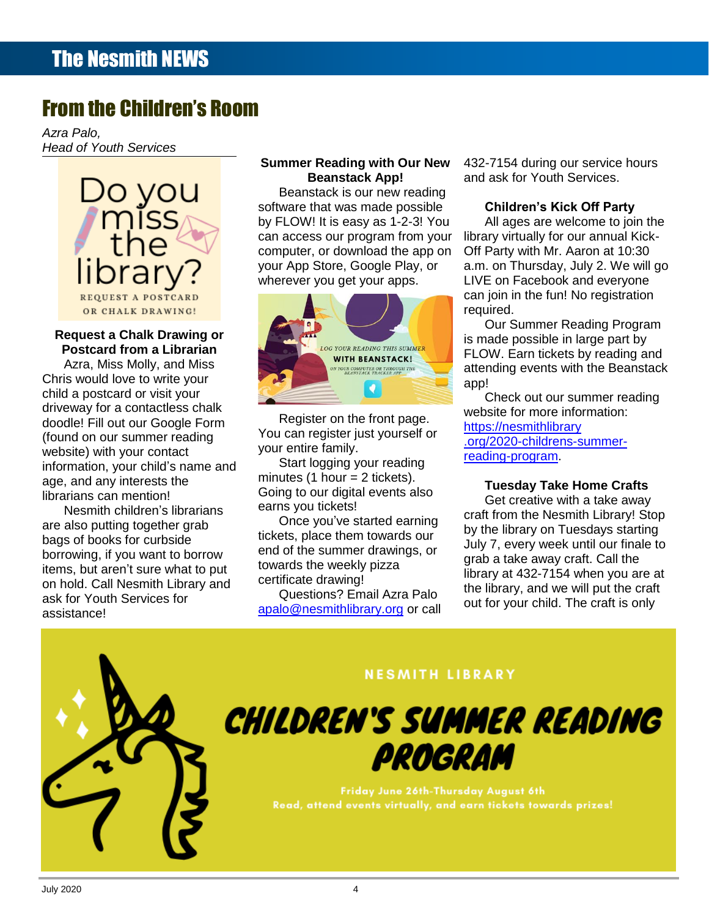# From the Children's Room

*Azra Palo,*
*Head of Youth Services*

**Request a Chalk Drawing or Postcard from a Librarian**

Azra, Miss Molly, and Miss Chris would love to write your child a postcard or visit your driveway for a contactless chalk doodle! Fill out our Google Form (found on our summer reading website) with your contact information, your child's name and age, and any interests the librarians can mention!

Nesmith children's librarians are also putting together grab bags of books for curbside borrowing, if you want to borrow items, but aren't sure what to put on hold. Call Nesmith Library and ask for Youth Services for assistance!

**Summer Reading with Our New Beanstack App!**

Beanstack is our new reading software that was made possible by FLOW! It is easy as 1-2-3! You can access our program from your computer, or download the app on your App Store, Google Play, or wherever you get your apps.

Register on the front page. You can register just yourself or your entire family.

Start logging your reading minutes (1 hour = 2 tickets). Going to our digital events also earns you tickets!

Once you've started earning tickets, place them towards our end of the summer drawings, or towards the weekly pizza certificate drawing!

Questions? Email Azra Palo [apalo@nesmithlibrary.org](mailto:apalo@nesmithlibrary.org) or call 432-7154 during our service hours and ask for Youth Services.

**Children's Kick Off Party**

All ages are welcome to join the library virtually for our annual Kick-Off Party with Mr. Aaron at 10:30 a.m. on Thursday, July 2. We will go LIVE on Facebook and everyone can join in the fun! No registration required.

Our Summer Reading Program is made possible in large part by FLOW. Earn tickets by reading and attending events with the Beanstack app!

Check out our summer reading website for more information: [https://nesmithlibrary.org/2020-childrens-summer-reading-program](https://nesmithlibrary.org/2020-childrens-summer-reading-program).

**Tuesday Take Home Crafts**

Get creative with a take away craft from the Nesmith Library! Stop by the library on Tuesdays starting July 7, every week until our finale to grab a take away craft. Call the library at 432-7154 when you are at the library, and we will put the craft out for your child. The craft is only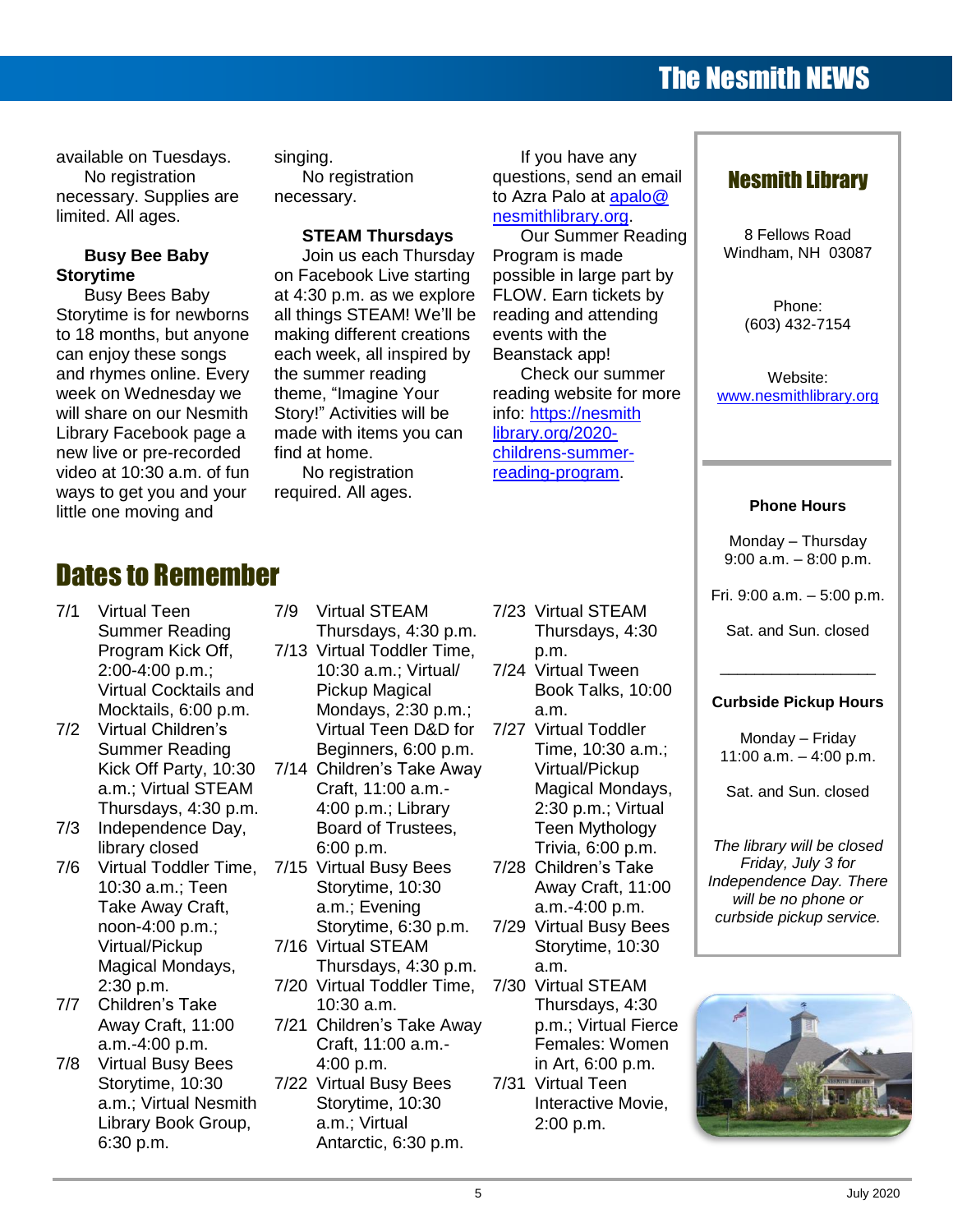available on Tuesdays.

No registration necessary. Supplies are limited. All ages.

**Busy Bee Baby Storytime**

Busy Bees Baby Storytime is for newborns to 18 months, but anyone can enjoy these songs and rhymes online. Every week on Wednesday we will share on our Nesmith Library Facebook page a new live or pre-recorded video at 10:30 a.m. of fun ways to get you and your little one moving and singing.

No registration necessary.

**STEAM Thursdays**

Join us each Thursday on Facebook Live starting at 4:30 p.m. as we explore all things STEAM! We'll be making different creations each week, all inspired by the summer reading theme, "Imagine Your Story!" Activities will be made with items you can find at home.

No registration required. All ages.

If you have any questions, send an email to Azra Palo at apalo@nesmithlibrary.org.

Our Summer Reading Program is made possible in large part by FLOW. Earn tickets by reading and attending events with the Beanstack app!

Check our summer reading website for more info: https://nesmithlibrary.org/2020-childrens-summer-reading-program.

## Nesmith Library

8 Fellows Road
Windham, NH 03087

Phone:
(603) 432-7154

Website:
www.nesmithlibrary.org

**Phone Hours**

Monday – Thursday
9:00 a.m. – 8:00 p.m.

Fri. 9:00 a.m. – 5:00 p.m.

Sat. and Sun. closed

**Curbside Pickup Hours**

Monday – Friday
11:00 a.m. – 4:00 p.m.

Sat. and Sun. closed

*The library will be closed Friday, July 3 for Independence Day. There will be no phone or curbside pickup service.*

## Dates to Remember

- 7/1 Virtual Teen Summer Reading Program Kick Off, 2:00-4:00 p.m.; Virtual Cocktails and Mocktails, 6:00 p.m.
- 7/2 Virtual Children's Summer Reading Kick Off Party, 10:30 a.m.; Virtual STEAM Thursdays, 4:30 p.m.
- 7/3 Independence Day, library closed
- 7/6 Virtual Toddler Time, 10:30 a.m.; Teen Take Away Craft, noon-4:00 p.m.; Virtual/Pickup Magical Mondays, 2:30 p.m.
- 7/7 Children's Take Away Craft, 11:00 a.m.-4:00 p.m.
- 7/8 Virtual Busy Bees Storytime, 10:30 a.m.; Virtual Nesmith Library Book Group, 6:30 p.m.
- 7/9 Virtual STEAM Thursdays, 4:30 p.m.
- 7/13 Virtual Toddler Time, 10:30 a.m.; Virtual/ Pickup Magical Mondays, 2:30 p.m.; Virtual Teen D&D for Beginners, 6:00 p.m.
- 7/14 Children's Take Away Craft, 11:00 a.m.-4:00 p.m.; Library Board of Trustees, 6:00 p.m.
- 7/15 Virtual Busy Bees Storytime, 10:30 a.m.; Evening Storytime, 6:30 p.m.
- 7/16 Virtual STEAM Thursdays, 4:30 p.m.
- 7/20 Virtual Toddler Time, 10:30 a.m.
- 7/21 Children's Take Away Craft, 11:00 a.m.-4:00 p.m.
- 7/22 Virtual Busy Bees Storytime, 10:30 a.m.; Virtual Antarctic, 6:30 p.m.
- 7/23 Virtual STEAM Thursdays, 4:30 p.m.
- 7/24 Virtual Tween Book Talks, 10:00 a.m.
- 7/27 Virtual Toddler Time, 10:30 a.m.; Virtual/Pickup Magical Mondays, 2:30 p.m.; Virtual Teen Mythology Trivia, 6:00 p.m.
- 7/28 Children's Take Away Craft, 11:00 a.m.-4:00 p.m.
- 7/29 Virtual Busy Bees Storytime, 10:30 a.m.
- 7/30 Virtual STEAM Thursdays, 4:30 p.m.; Virtual Fierce Females: Women in Art, 6:00 p.m.
- 7/31 Virtual Teen Interactive Movie, 2:00 p.m.